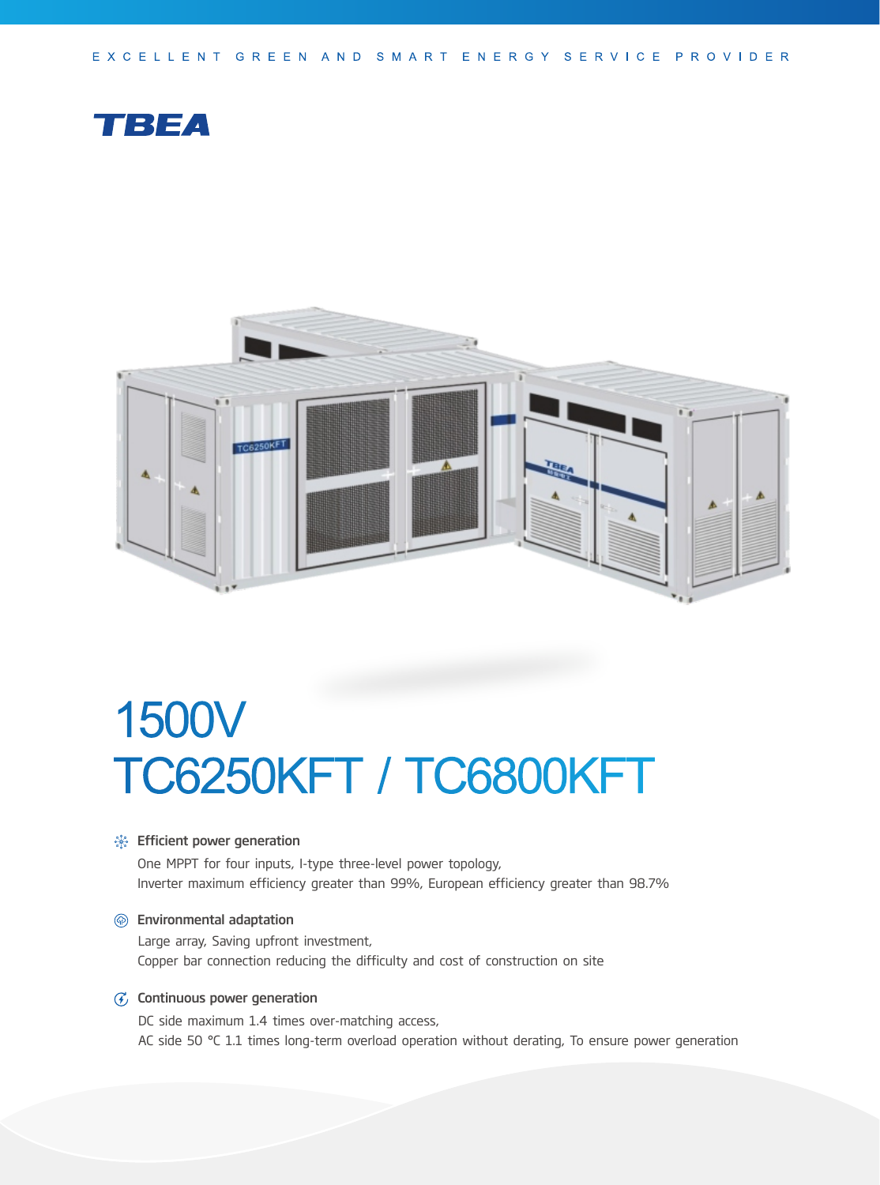EXCELLENT GREEN AND SMART ENERGY SERVICE PROVIDER

TBEA

# 1500V
# TC6250KFT / TC6800KFT

### Efficient power generation

One MPPT for four inputs, I-type three-level power topology,
Inverter maximum efficiency greater than 99%, European efficiency greater than 98.7%

### Environmental adaptation

Large array, Saving upfront investment,
Copper bar connection reducing the difficulty and cost of construction on site

### Continuous power generation

DC side maximum 1.4 times over-matching access,
AC side 50 °C 1.1 times long-term overload operation without derating, To ensure power generation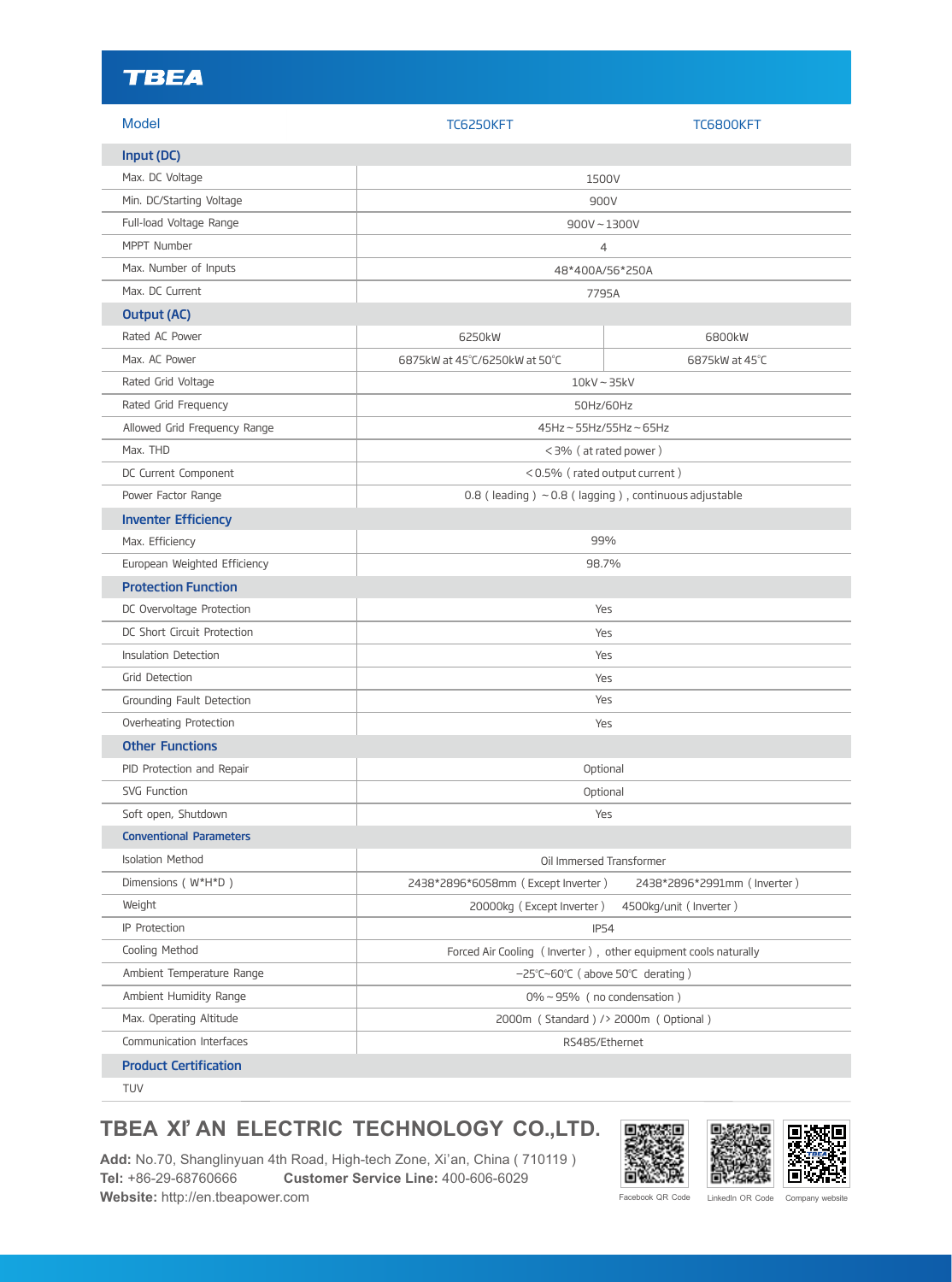# TBEA

| Model | TC6250KFT | TC6800KFT |
|---|---|---|
| **Input (DC)** | | |
| Max. DC Voltage | 1500V | |
| Min. DC/Starting Voltage | 900V | |
| Full-load Voltage Range | 900V ~ 1300V | |
| MPPT Number | 4 | |
| Max. Number of Inputs | 48*400A/56*250A | |
| Max. DC Current | 7795A | |
| **Output (AC)** | | |
| Rated AC Power | 6250kW | 6800kW |
| Max. AC Power | 6875kW at 45℃/6250kW at 50℃ | 6875kW at 45℃ |
| Rated Grid Voltage | 10kV ~ 35kV | |
| Rated Grid Frequency | 50Hz/60Hz | |
| Allowed Grid Frequency Range | 45Hz ~ 55Hz/55Hz ~ 65Hz | |
| Max. THD | <3% ( at rated power ) | |
| DC Current Component | <0.5% ( rated output current ) | |
| Power Factor Range | 0.8 ( leading ) ~ 0.8 ( lagging ), continuous adjustable | |
| **Inventer Efficiency** | | |
| Max. Efficiency | 99% | |
| European Weighted Efficiency | 98.7% | |
| **Protection Function** | | |
| DC Overvoltage Protection | Yes | |
| DC Short Circuit Protection | Yes | |
| Insulation Detection | Yes | |
| Grid Detection | Yes | |
| Grounding Fault Detection | Yes | |
| Overheating Protection | Yes | |
| **Other Functions** | | |
| PID Protection and Repair | Optional | |
| SVG Function | Optional | |
| Soft open, Shutdown | Yes | |
| **Conventional Parameters** | | |
| Isolation Method | Oil Immersed Transformer | |
| Dimensions ( W*H*D ) | 2438*2896*6058mm ( Except Inverter ) | 2438*2896*2991mm ( Inverter ) |
| Weight | 20000kg ( Except Inverter ) | 4500kg/unit ( Inverter ) |
| IP Protection | IP54 | |
| Cooling Method | Forced Air Cooling ( Inverter ), other equipment cools naturally | |
| Ambient Temperature Range | -25℃~60℃ ( above 50℃ derating ) | |
| Ambient Humidity Range | 0% ~ 95% ( no condensation ) | |
| Max. Operating Altitude | 2000m ( Standard ) /> 2000m ( Optional ) | |
| Communication Interfaces | RS485/Ethernet | |
| **Product Certification** | | |
| TUV | | |

## TBEA XI'AN ELECTRIC TECHNOLOGY CO.,LTD.

**Add:** No.70, Shanglinyuan 4th Road, High-tech Zone, Xi'an, China ( 710119 )
**Tel:** +86-29-68760666 **Customer Service Line:** 400-606-6029
**Website:** http://en.tbeapower.com

Facebook QR Code LinkedIn QR Code Company website